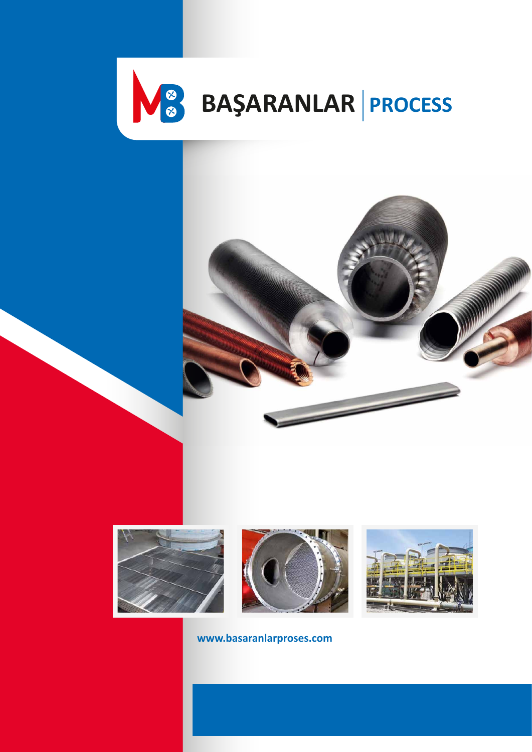# BAŞARANLAR | PROCESS

www.basaranlarproses.com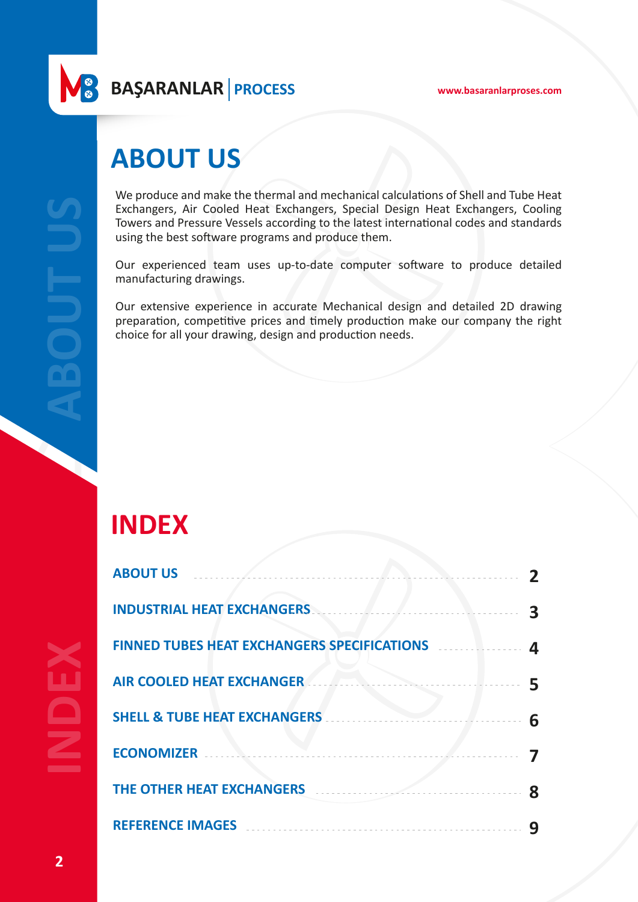# ABOUT US

We produce and make the thermal and mechanical calculations of Shell and Tube Heat Exchangers, Air Cooled Heat Exchangers, Special Design Heat Exchangers, Cooling Towers and Pressure Vessels according to the latest international codes and standards using the best software programs and produce them.

Our experienced team uses up-to-date computer software to produce detailed manufacturing drawings.

Our extensive experience in accurate Mechanical design and detailed 2D drawing preparation, competitive prices and timely production make our company the right choice for all your drawing, design and production needs.

# INDEX

| Section | Page |
|---|---|
| ABOUT US | 2 |
| INDUSTRIAL HEAT EXCHANGERS | 3 |
| FINNED TUBES HEAT EXCHANGERS SPECIFICATIONS | 4 |
| AIR COOLED HEAT EXCHANGER | 5 |
| SHELL & TUBE HEAT EXCHANGERS | 6 |
| ECONOMIZER | 7 |
| THE OTHER HEAT EXCHANGERS | 8 |
| REFERENCE IMAGES | 9 |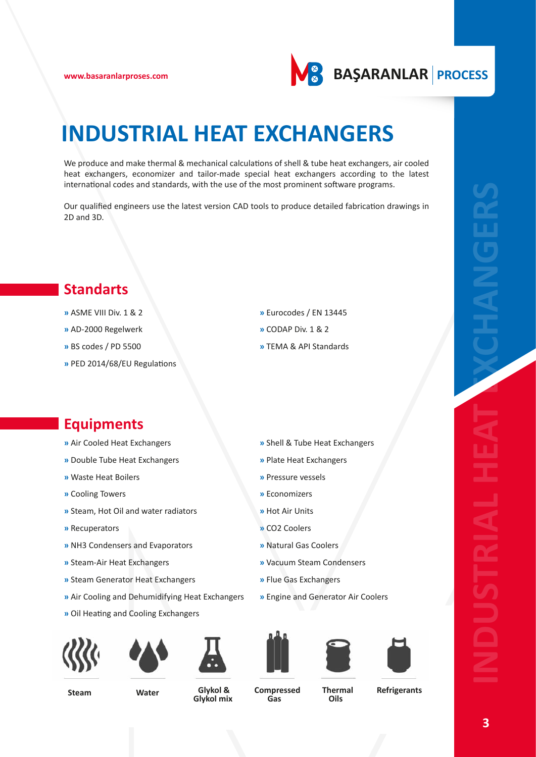# INDUSTRIAL HEAT EXCHANGERS

We produce and make thermal & mechanical calculations of shell & tube heat exchangers, air cooled heat exchangers, economizer and tailor-made special heat exchangers according to the latest international codes and standards, with the use of the most prominent software programs.

Our qualified engineers use the latest version CAD tools to produce detailed fabrication drawings in 2D and 3D.

## Standarts

- ASME VIII Div. 1 & 2
- AD-2000 Regelwerk
- BS codes / PD 5500
- PED 2014/68/EU Regulations
- Eurocodes / EN 13445
- CODAP Div. 1 & 2
- TEMA & API Standards

## Equipments

- Air Cooled Heat Exchangers
- Double Tube Heat Exchangers
- Waste Heat Boilers
- Cooling Towers
- Steam, Hot Oil and water radiators
- Recuperators
- NH3 Condensers and Evaporators
- Steam-Air Heat Exchangers
- Steam Generator Heat Exchangers
- Air Cooling and Dehumidifying Heat Exchangers
- Oil Heating and Cooling Exchangers
- Shell & Tube Heat Exchangers
- Plate Heat Exchangers
- Pressure vessels
- Economizers
- Hot Air Units
- CO2 Coolers
- Natural Gas Coolers
- Vacuum Steam Condensers
- Flue Gas Exchangers
- Engine and Generator Air Coolers

**Steam** | **Water** | **Glykol & Glykol mix** | **Compressed Gas** | **Thermal Oils** | **Refrigerants**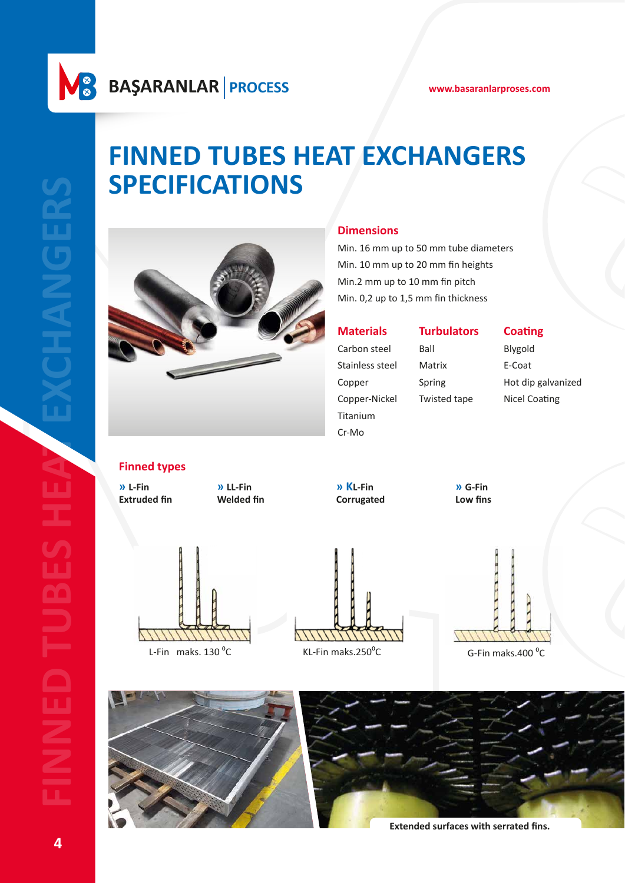# FINNED TUBES HEAT EXCHANGERS SPECIFICATIONS

## Dimensions

Min. 16 mm up to 50 mm tube diameters
Min. 10 mm up to 20 mm fin heights
Min.2 mm up to 10 mm fin pitch
Min. 0,2 up to 1,5 mm fin thickness

| Materials | Turbulators | Coating |
|---|---|---|
| Carbon steel | Ball | Blygold |
| Stainless steel | Matrix | E-Coat |
| Copper | Spring | Hot dip galvanized |
| Copper-Nickel | Twisted tape | Nicel Coating |
| Titanium | | |
| Cr-Mo | | |

## Finned types

» **L-Fin**
**Extruded fin**

» **LL-Fin**
**Welded fin**

» **KL-Fin**
**Corrugated**

» **G-Fin**
**Low fins**

L-Fin maks. 130 $^{0}$C

KL-Fin maks.250$^{0}$C

G-Fin maks.400 $^{0}$C

**Extended surfaces with serrated fins.**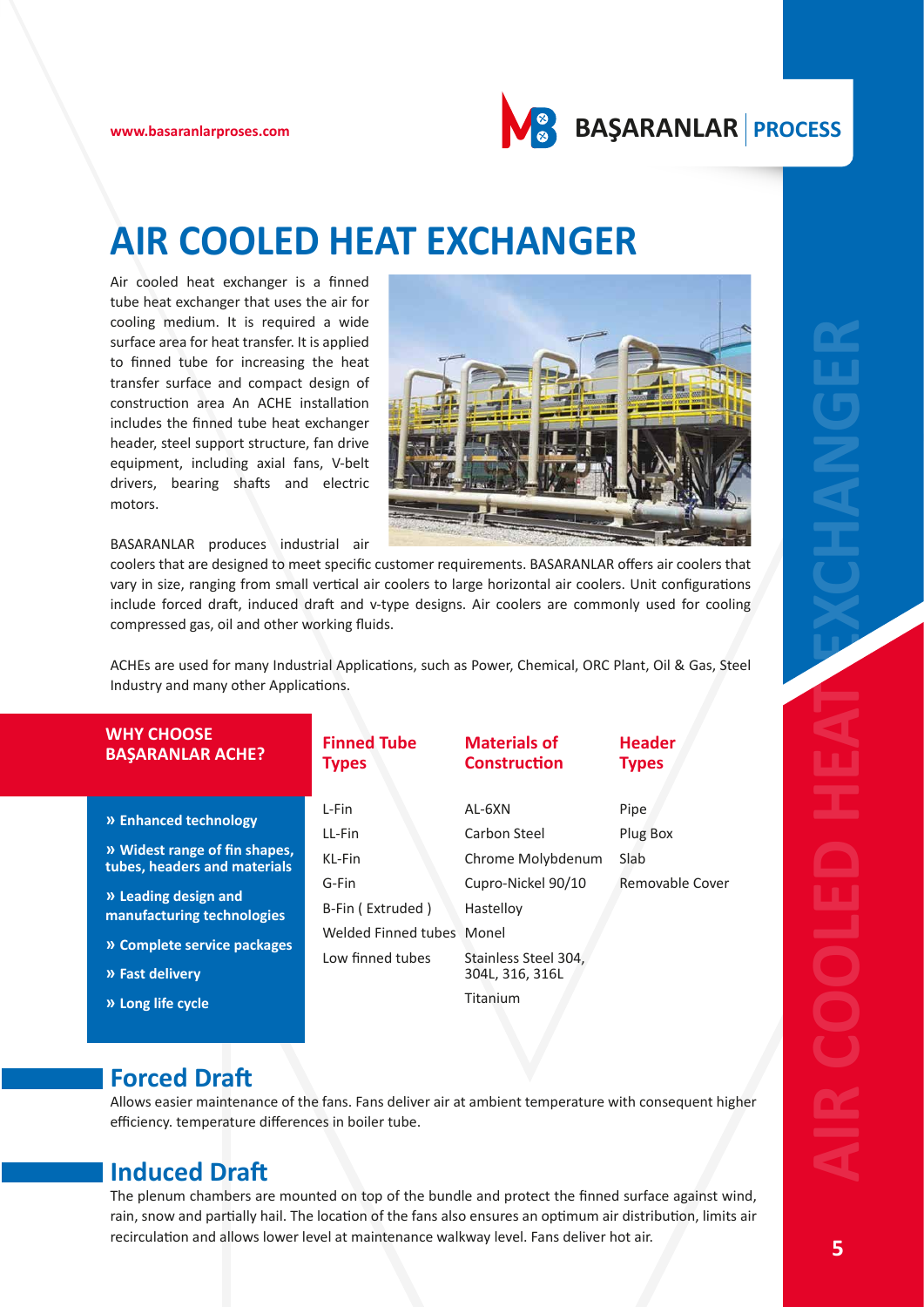# AIR COOLED HEAT EXCHANGER

Air cooled heat exchanger is a finned tube heat exchanger that uses the air for cooling medium. It is required a wide surface area for heat transfer. It is applied to finned tube for increasing the heat transfer surface and compact design of construction area An ACHE installation includes the finned tube heat exchanger header, steel support structure, fan drive equipment, including axial fans, V-belt drivers, bearing shafts and electric motors.

BASARANLAR produces industrial air coolers that are designed to meet specific customer requirements. BASARANLAR offers air coolers that vary in size, ranging from small vertical air coolers to large horizontal air coolers. Unit configurations include forced draft, induced draft and v-type designs. Air coolers are commonly used for cooling compressed gas, oil and other working fluids.

ACHEs are used for many Industrial Applications, such as Power, Chemical, ORC Plant, Oil & Gas, Steel Industry and many other Applications.

## WHY CHOOSE BAŞARANLAR ACHE?

- **» Enhanced technology**
- **» Widest range of fin shapes, tubes, headers and materials**
- **» Leading design and manufacturing technologies**
- **» Complete service packages**
- **» Fast delivery**
- **» Long life cycle**

| Finned Tube Types | Materials of Construction | Header Types |
|---|---|---|
| L-Fin | AL-6XN | Pipe |
| LL-Fin | Carbon Steel | Plug Box |
| KL-Fin | Chrome Molybdenum | Slab |
| G-Fin | Cupro-Nickel 90/10 | Removable Cover |
| B-Fin ( Extruded ) | Hastelloy | |
| Welded Finned tubes | Monel | |
| Low finned tubes | Stainless Steel 304, 304L, 316, 316L | |
| | Titanium | |

## Forced Draft

Allows easier maintenance of the fans. Fans deliver air at ambient temperature with consequent higher efficiency. temperature differences in boiler tube.

## Induced Draft

The plenum chambers are mounted on top of the bundle and protect the finned surface against wind, rain, snow and partially hail. The location of the fans also ensures an optimum air distribution, limits air recirculation and allows lower level at maintenance walkway level. Fans deliver hot air.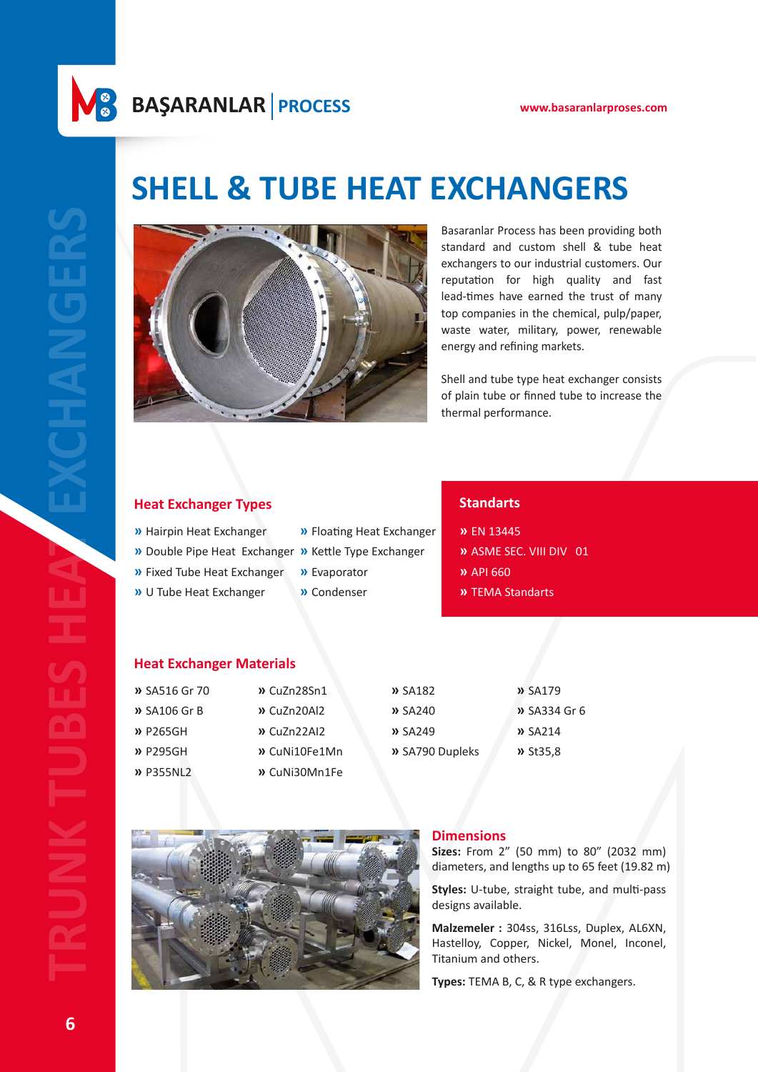# SHELL & TUBE HEAT EXCHANGERS

Basaranlar Process has been providing both standard and custom shell & tube heat exchangers to our industrial customers. Our reputation for high quality and fast lead-times have earned the trust of many top companies in the chemical, pulp/paper, waste water, military, power, renewable energy and refining markets.

Shell and tube type heat exchanger consists of plain tube or finned tube to increase the thermal performance.

## Heat Exchanger Types

- Hairpin Heat Exchanger
- Double Pipe Heat Exchanger
- Fixed Tube Heat Exchanger
- U Tube Heat Exchanger
- Floating Heat Exchanger
- Kettle Type Exchanger
- Evaporator
- Condenser

## Standarts

- EN 13445
- ASME SEC. VIII DIV 01
- API 660
- TEMA Standarts

## Heat Exchanger Materials

- SA516 Gr 70
- SA106 Gr B
- P265GH
- P295GH
- P355NL2
- CuZn28Sn1
- CuZn20Al2
- CuZn22AI2
- CuNi10Fe1Mn
- CuNi30Mn1Fe
- SA182
- SA240
- SA249
- SA790 Dupleks
- SA179
- SA334 Gr 6
- SA214
- St35,8

## Dimensions

**Sizes:** From 2” (50 mm) to 80” (2032 mm) diameters, and lengths up to 65 feet (19.82 m)

**Styles:** U-tube, straight tube, and multi-pass designs available.

**Malzemeler :** 304ss, 316Lss, Duplex, AL6XN, Hastelloy, Copper, Nickel, Monel, Inconel, Titanium and others.

**Types:** TEMA B, C, & R type exchangers.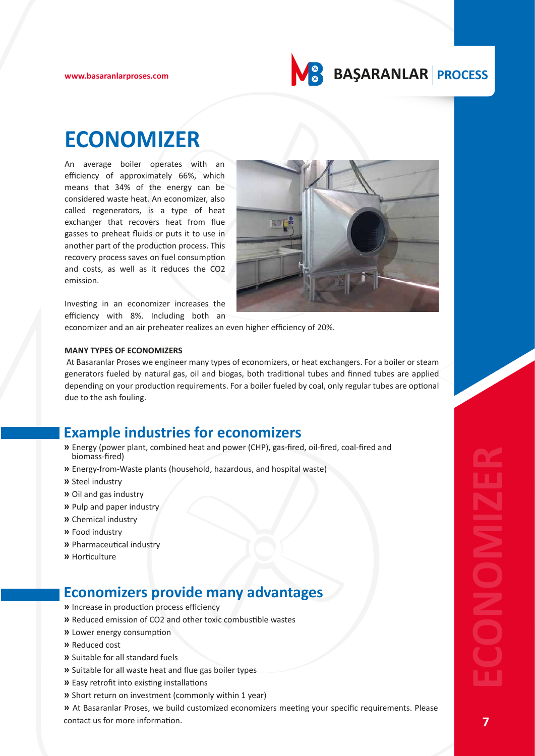# ECONOMIZER

An average boiler operates with an efficiency of approximately 66%, which means that 34% of the energy can be considered waste heat. An economizer, also called regenerators, is a type of heat exchanger that recovers heat from flue gasses to preheat fluids or puts it to use in another part of the production process. This recovery process saves on fuel consumption and costs, as well as it reduces the $CO_2$ emission.

Investing in an economizer increases the efficiency with 8%. Including both an economizer and an air preheater realizes an even higher efficiency of 20%.

**MANY TYPES OF ECONOMIZERS**

At Basaranlar Proses we engineer many types of economizers, or heat exchangers. For a boiler or steam generators fueled by natural gas, oil and biogas, both traditional tubes and finned tubes are applied depending on your production requirements. For a boiler fueled by coal, only regular tubes are optional due to the ash fouling.

## Example industries for economizers

» Energy (power plant, combined heat and power (CHP), gas-fired, oil-fired, coal-fired and biomass-fired)
» Energy-from-Waste plants (household, hazardous, and hospital waste)
» Steel industry
» Oil and gas industry
» Pulp and paper industry
» Chemical industry
» Food industry
» Pharmaceutical industry
» Horticulture

## Economizers provide many advantages

» Increase in production process efficiency
» Reduced emission of $CO_2$ and other toxic combustible wastes
» Lower energy consumption
» Reduced cost
» Suitable for all standard fuels
» Suitable for all waste heat and flue gas boiler types
» Easy retrofit into existing installations
» Short return on investment (commonly within 1 year)
» At Basaranlar Proses, we build customized economizers meeting your specific requirements. Please contact us for more information.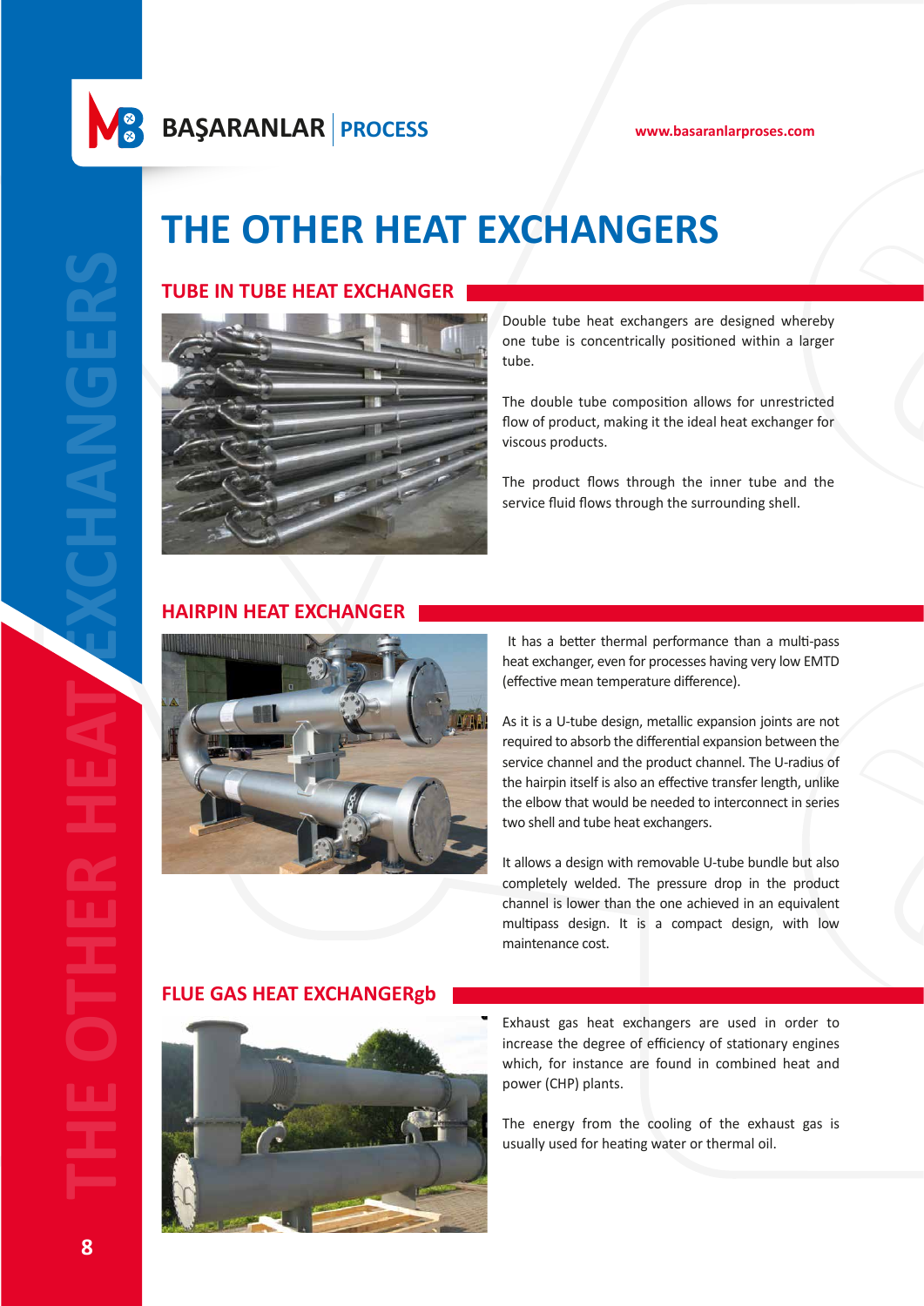# THE OTHER HEAT EXCHANGERS

## TUBE IN TUBE HEAT EXCHANGER

Double tube heat exchangers are designed whereby one tube is concentrically positioned within a larger tube.

The double tube composition allows for unrestricted flow of product, making it the ideal heat exchanger for viscous products.

The product flows through the inner tube and the service fluid flows through the surrounding shell.

## HAIRPIN HEAT EXCHANGER

It has a better thermal performance than a multi-pass heat exchanger, even for processes having very low EMTD (effective mean temperature difference).

As it is a U-tube design, metallic expansion joints are not required to absorb the differential expansion between the service channel and the product channel. The U-radius of the hairpin itself is also an effective transfer length, unlike the elbow that would be needed to interconnect in series two shell and tube heat exchangers.

It allows a design with removable U-tube bundle but also completely welded. The pressure drop in the product channel is lower than the one achieved in an equivalent multipass design. It is a compact design, with low maintenance cost.

## FLUE GAS HEAT EXCHANGERgb

Exhaust gas heat exchangers are used in order to increase the degree of efficiency of stationary engines which, for instance are found in combined heat and power (CHP) plants.

The energy from the cooling of the exhaust gas is usually used for heating water or thermal oil.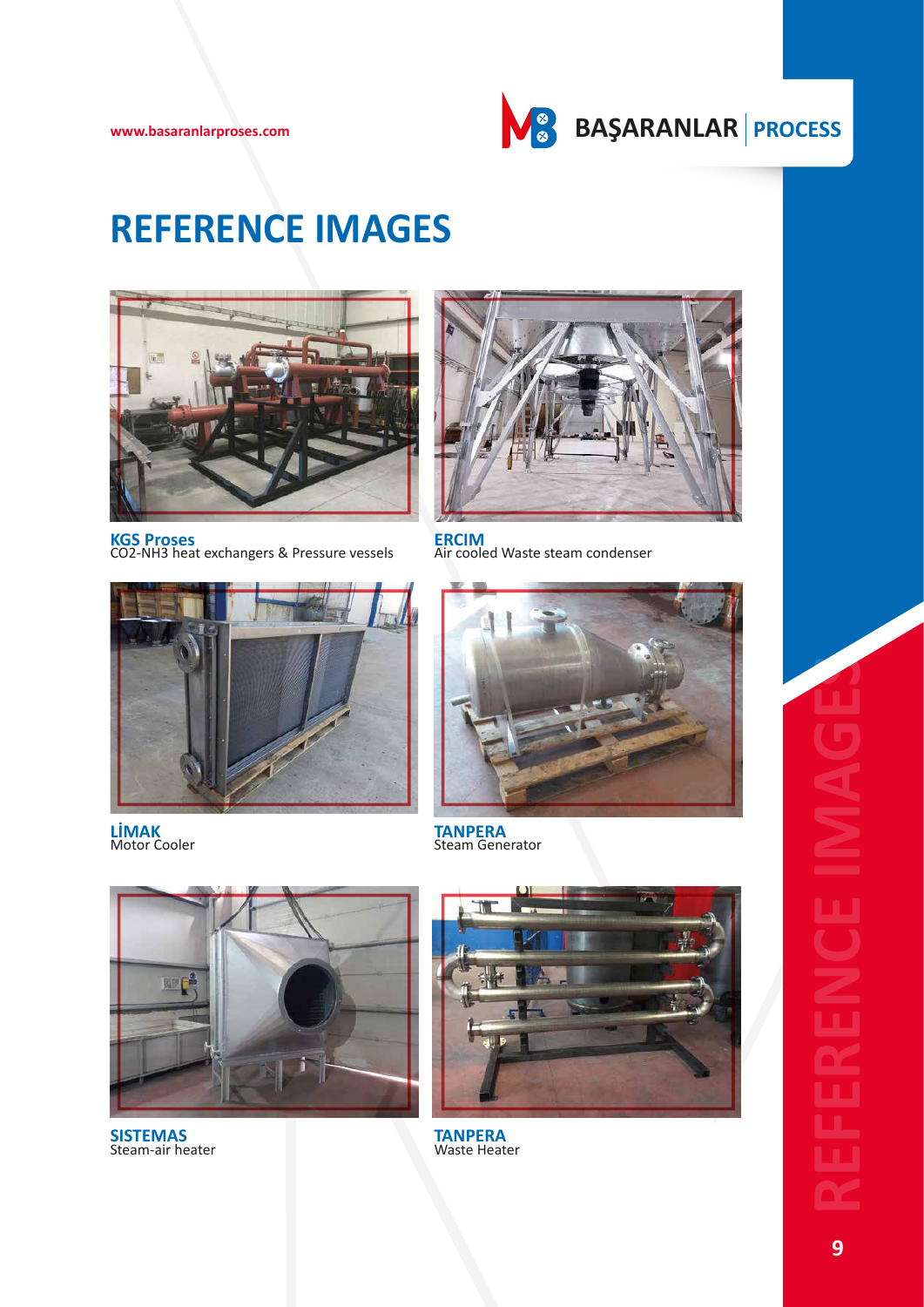# REFERENCE IMAGES

**KGS Proses**
$CO_2$-$NH_3$ heat exchangers & Pressure vessels

**ERCIM**
Air cooled Waste steam condenser

**LİMAK**
Motor Cooler

**TANPERA**
Steam Generator

**SISTEMAS**
Steam-air heater

**TANPERA**
Waste Heater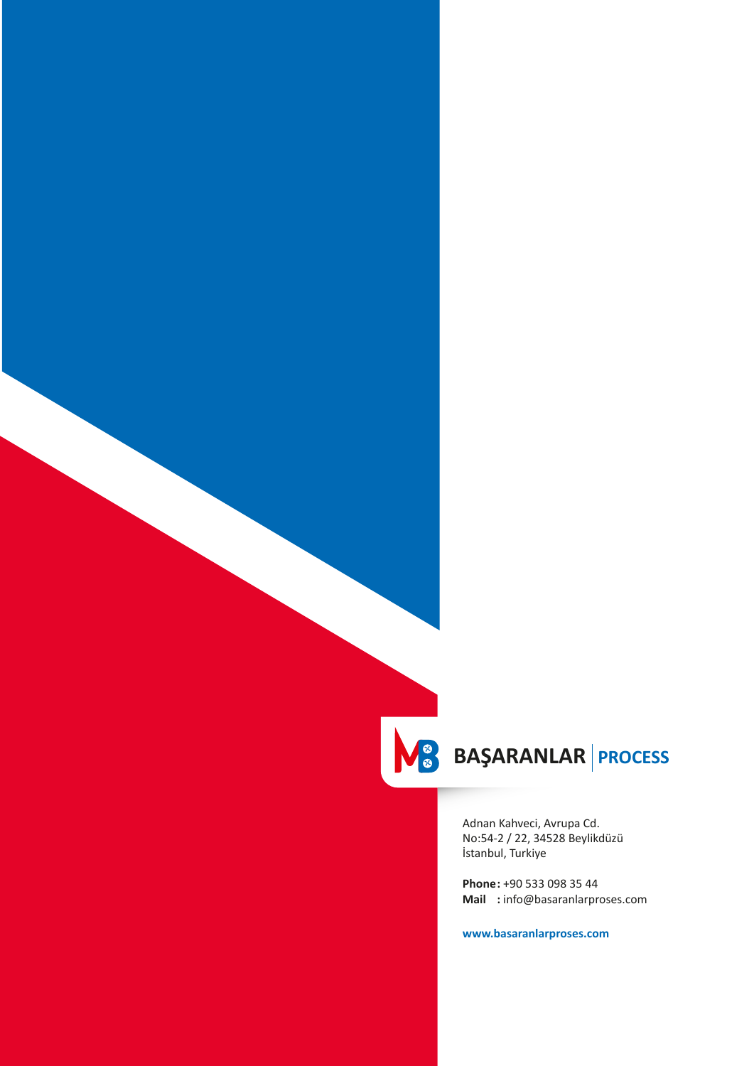**BAŞARANLAR** | **PROCESS**

Adnan Kahveci, Avrupa Cd.
No:54-2 / 22, 34528 Beylikdüzü
İstanbul, Turkiye

**Phone:** +90 533 098 35 44
**Mail :** info@basaranlarproses.com

**www.basaranlarproses.com**